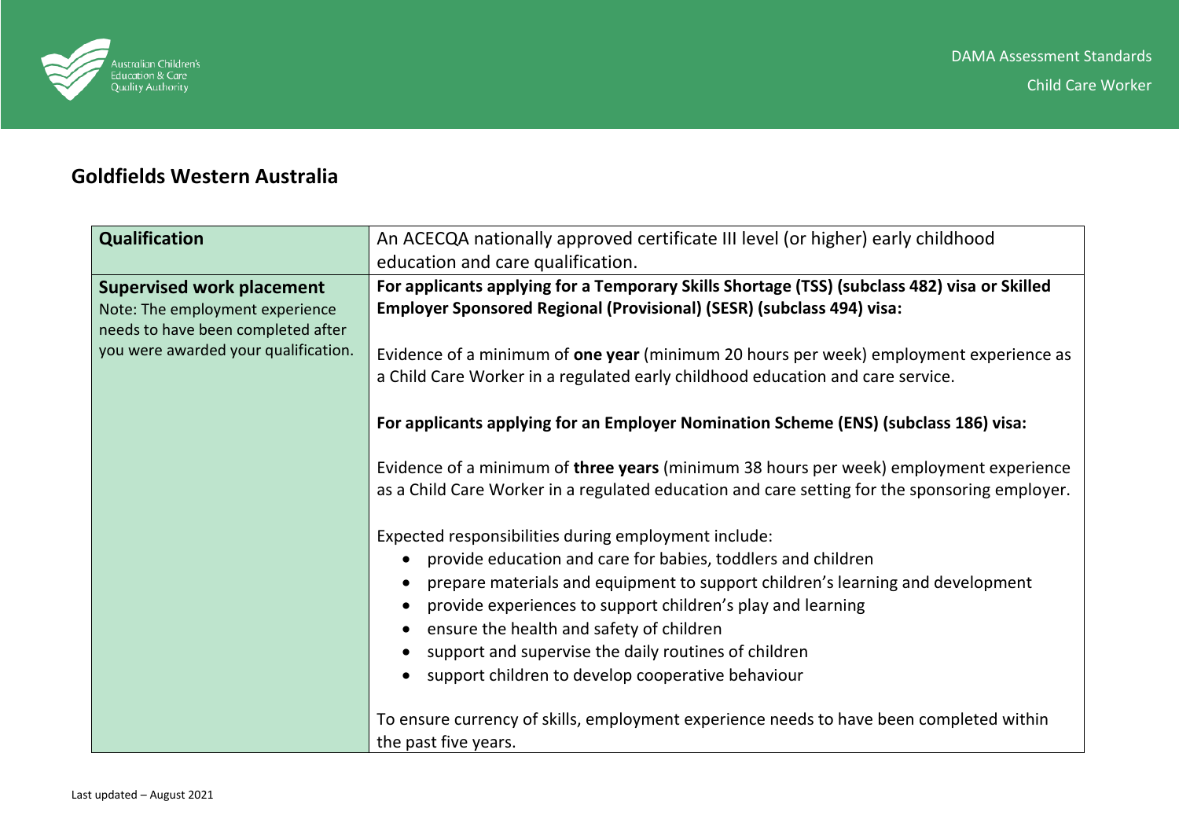## Goldfields Western Australia

| | |
|---|---|
| **Qualification** | An ACECQA nationally approved certificate III level (or higher) early childhood education and care qualification. |
| **Supervised work placement**<br>Note: The employment experience needs to have been completed after you were awarded your qualification. | **For applicants applying for a Temporary Skills Shortage (TSS) (subclass 482) visa or Skilled Employer Sponsored Regional (Provisional) (SESR) (subclass 494) visa:**<br><br>Evidence of a minimum of **one year** (minimum 20 hours per week) employment experience as a Child Care Worker in a regulated early childhood education and care service.<br><br>**For applicants applying for an Employer Nomination Scheme (ENS) (subclass 186) visa:**<br><br>Evidence of a minimum of **three years** (minimum 38 hours per week) employment experience as a Child Care Worker in a regulated education and care setting for the sponsoring employer.<br><br>Expected responsibilities during employment include:<br>• provide education and care for babies, toddlers and children<br>• prepare materials and equipment to support children's learning and development<br>• provide experiences to support children's play and learning<br>• ensure the health and safety of children<br>• support and supervise the daily routines of children<br>• support children to develop cooperative behaviour<br><br>To ensure currency of skills, employment experience needs to have been completed within the past five years. |

Last updated – August 2021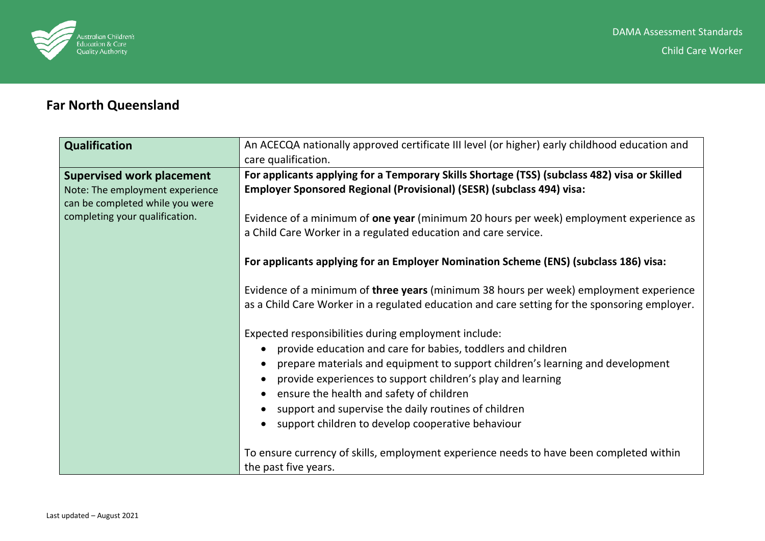## Far North Queensland

| Qualification | An ACECQA nationally approved certificate III level (or higher) early childhood education and care qualification. |
|---|---|
| **Supervised work placement**<br>Note: The employment experience can be completed while you were completing your qualification. | **For applicants applying for a Temporary Skills Shortage (TSS) (subclass 482) visa or Skilled Employer Sponsored Regional (Provisional) (SESR) (subclass 494) visa:**<br><br>Evidence of a minimum of **one year** (minimum 20 hours per week) employment experience as a Child Care Worker in a regulated education and care service.<br><br>**For applicants applying for an Employer Nomination Scheme (ENS) (subclass 186) visa:**<br><br>Evidence of a minimum of **three years** (minimum 38 hours per week) employment experience as a Child Care Worker in a regulated education and care setting for the sponsoring employer.<br><br>Expected responsibilities during employment include:<br>• provide education and care for babies, toddlers and children<br>• prepare materials and equipment to support children's learning and development<br>• provide experiences to support children's play and learning<br>• ensure the health and safety of children<br>• support and supervise the daily routines of children<br>• support children to develop cooperative behaviour<br><br>To ensure currency of skills, employment experience needs to have been completed within the past five years. |

Last updated – August 2021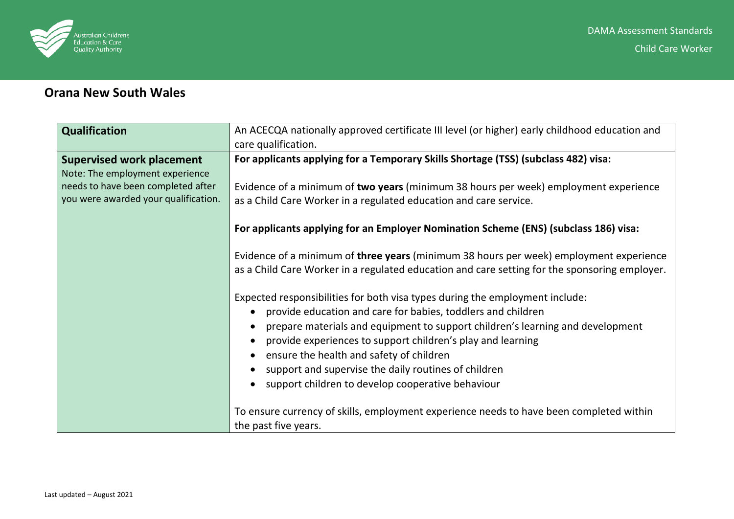## Orana New South Wales

| | |
|---|---|
| **Qualification** | An ACECQA nationally approved certificate III level (or higher) early childhood education and care qualification. |
| **Supervised work placement**<br>Note: The employment experience needs to have been completed after you were awarded your qualification. | **For applicants applying for a Temporary Skills Shortage (TSS) (subclass 482) visa:**<br><br>Evidence of a minimum of **two years** (minimum 38 hours per week) employment experience as a Child Care Worker in a regulated education and care service.<br><br>**For applicants applying for an Employer Nomination Scheme (ENS) (subclass 186) visa:**<br><br>Evidence of a minimum of **three years** (minimum 38 hours per week) employment experience as a Child Care Worker in a regulated education and care setting for the sponsoring employer.<br><br>Expected responsibilities for both visa types during the employment include:<br>• provide education and care for babies, toddlers and children<br>• prepare materials and equipment to support children's learning and development<br>• provide experiences to support children's play and learning<br>• ensure the health and safety of children<br>• support and supervise the daily routines of children<br>• support children to develop cooperative behaviour<br><br>To ensure currency of skills, employment experience needs to have been completed within the past five years. |

Last updated – August 2021